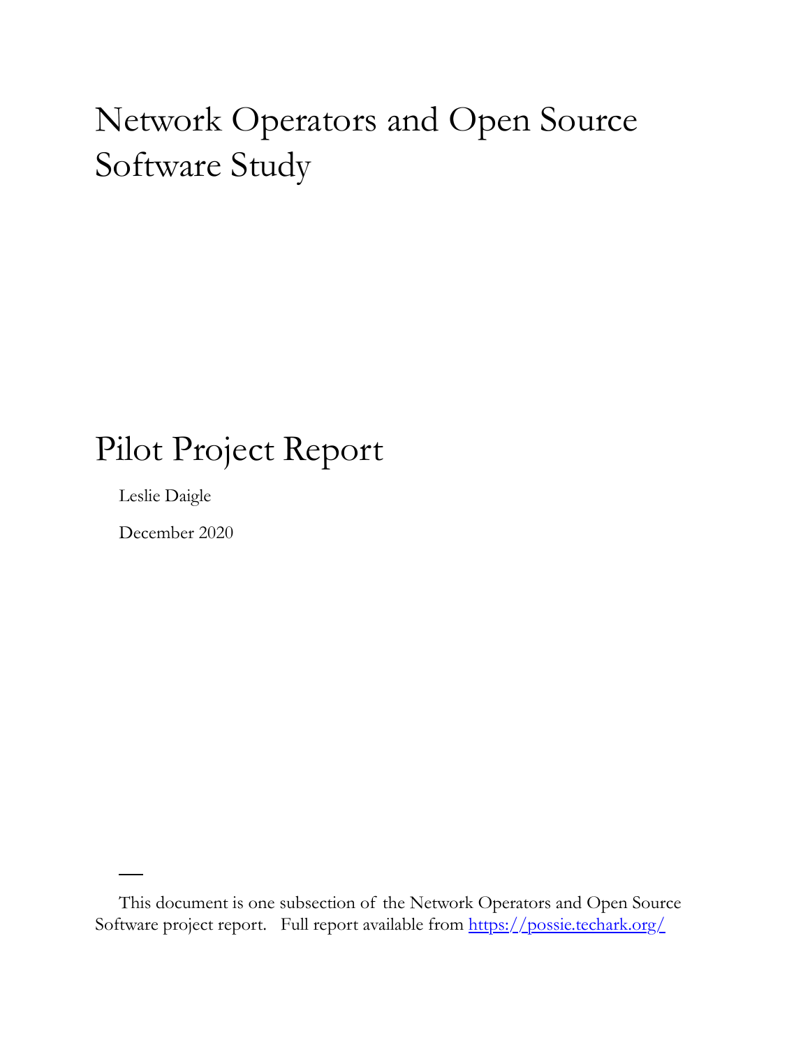# Network Operators and Open Source Software Study

## Pilot Project Report

Leslie Daigle

December 2020

---

This document is one subsection of the Network Operators and Open Source Software project report. Full report available from [https://possie.techark.org/](https://possie.techark.org/)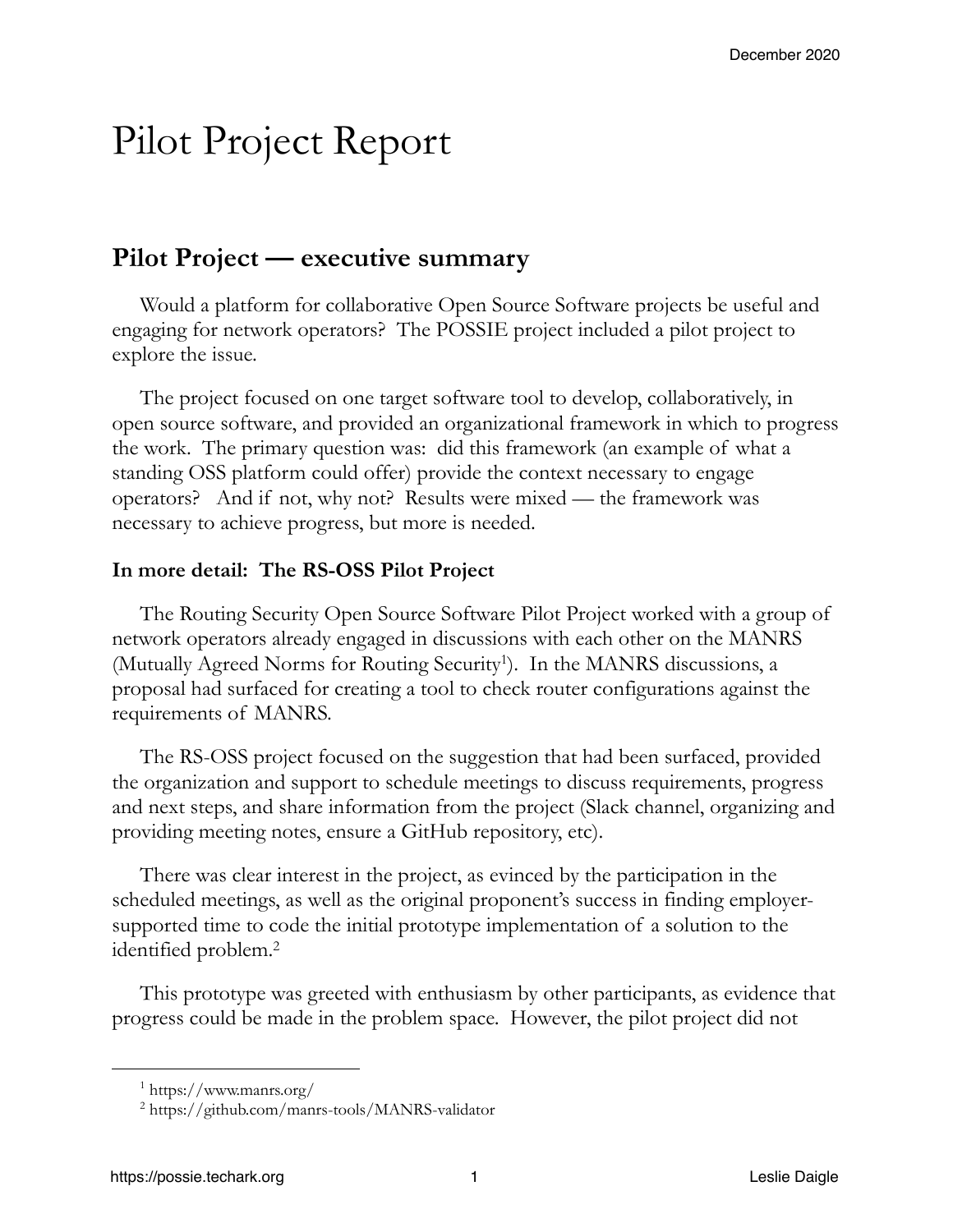# Pilot Project Report

## Pilot Project — executive summary

Would a platform for collaborative Open Source Software projects be useful and engaging for network operators? The POSSIE project included a pilot project to explore the issue.

The project focused on one target software tool to develop, collaboratively, in open source software, and provided an organizational framework in which to progress the work. The primary question was: did this framework (an example of what a standing OSS platform could offer) provide the context necessary to engage operators? And if not, why not? Results were mixed — the framework was necessary to achieve progress, but more is needed.

### In more detail: The RS-OSS Pilot Project

The Routing Security Open Source Software Pilot Project worked with a group of network operators already engaged in discussions with each other on the MANRS (Mutually Agreed Norms for Routing Security[1]). In the MANRS discussions, a proposal had surfaced for creating a tool to check router configurations against the requirements of MANRS.

The RS-OSS project focused on the suggestion that had been surfaced, provided the organization and support to schedule meetings to discuss requirements, progress and next steps, and share information from the project (Slack channel, organizing and providing meeting notes, ensure a GitHub repository, etc).

There was clear interest in the project, as evinced by the participation in the scheduled meetings, as well as the original proponent's success in finding employer-supported time to code the initial prototype implementation of a solution to the identified problem.[2]

This prototype was greeted with enthusiasm by other participants, as evidence that progress could be made in the problem space. However, the pilot project did not

[1] https://www.manrs.org/

[2] https://github.com/manrs-tools/MANRS-validator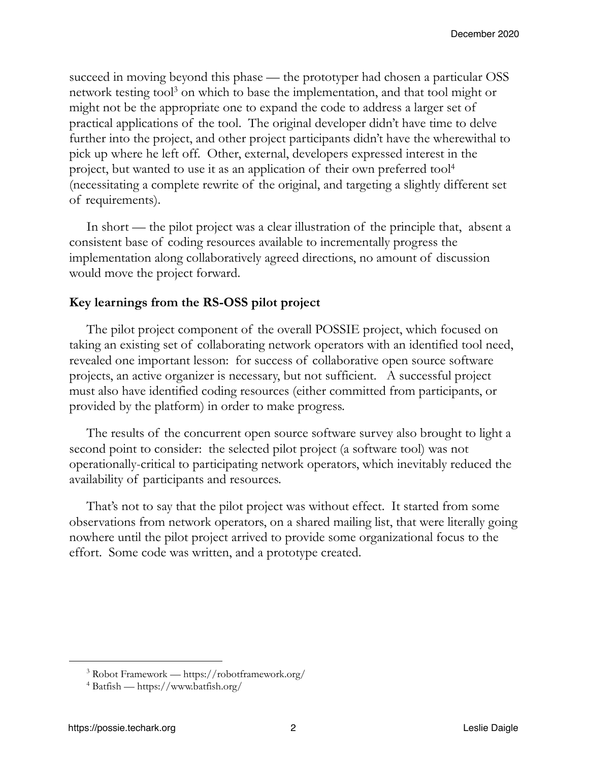succeed in moving beyond this phase — the prototyper had chosen a particular OSS network testing tool[3] on which to base the implementation, and that tool might or might not be the appropriate one to expand the code to address a larger set of practical applications of the tool. The original developer didn't have time to delve further into the project, and other project participants didn't have the wherewithal to pick up where he left off. Other, external, developers expressed interest in the project, but wanted to use it as an application of their own preferred tool[4] (necessitating a complete rewrite of the original, and targeting a slightly different set of requirements).

In short — the pilot project was a clear illustration of the principle that, absent a consistent base of coding resources available to incrementally progress the implementation along collaboratively agreed directions, no amount of discussion would move the project forward.

**Key learnings from the RS-OSS pilot project**

The pilot project component of the overall POSSIE project, which focused on taking an existing set of collaborating network operators with an identified tool need, revealed one important lesson: for success of collaborative open source software projects, an active organizer is necessary, but not sufficient. A successful project must also have identified coding resources (either committed from participants, or provided by the platform) in order to make progress.

The results of the concurrent open source software survey also brought to light a second point to consider: the selected pilot project (a software tool) was not operationally-critical to participating network operators, which inevitably reduced the availability of participants and resources.

That's not to say that the pilot project was without effect. It started from some observations from network operators, on a shared mailing list, that were literally going nowhere until the pilot project arrived to provide some organizational focus to the effort. Some code was written, and a prototype created.

[3] Robot Framework — https://robotframework.org/

[4] Batfish — https://www.batfish.org/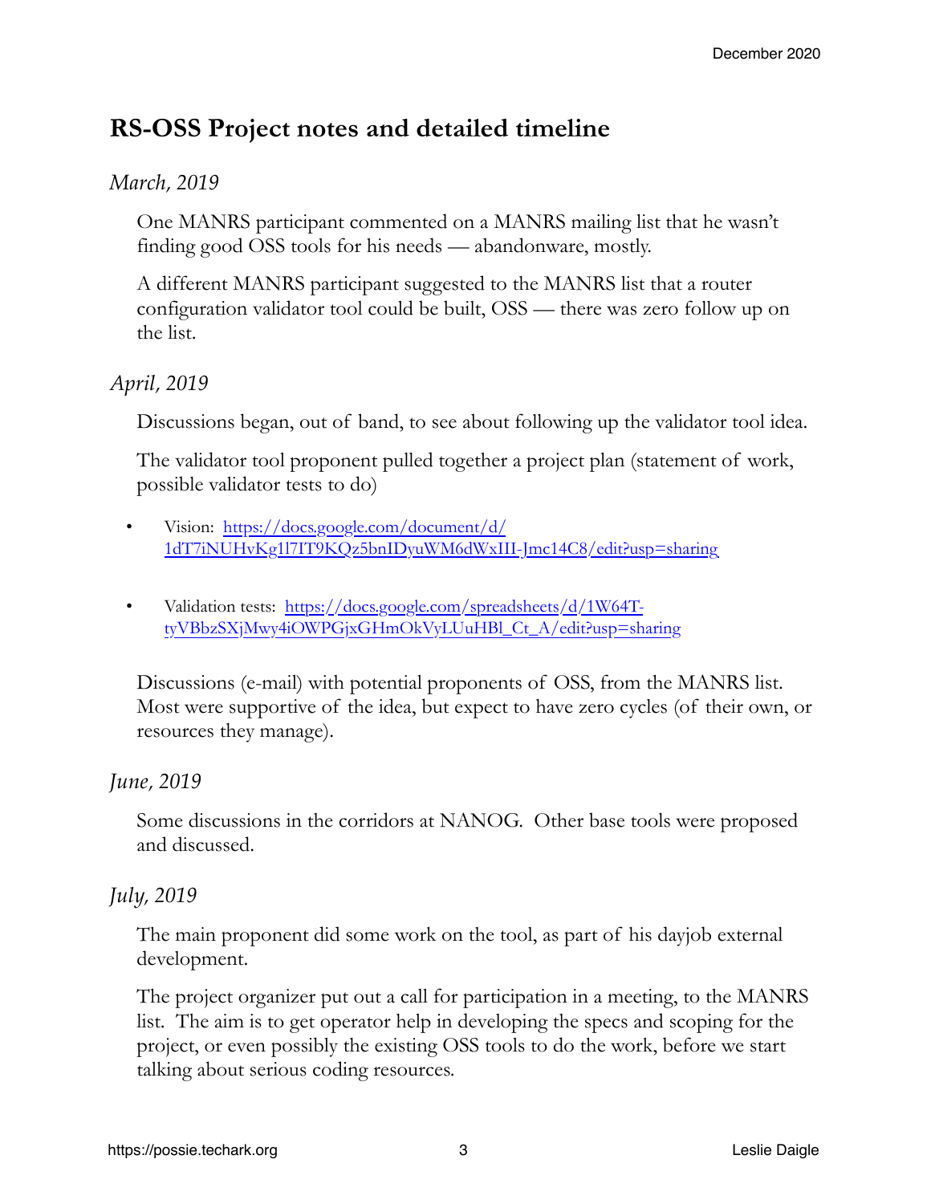## RS-OSS Project notes and detailed timeline

*March, 2019*

One MANRS participant commented on a MANRS mailing list that he wasn't finding good OSS tools for his needs — abandonware, mostly.

A different MANRS participant suggested to the MANRS list that a router configuration validator tool could be built, OSS — there was zero follow up on the list.

*April, 2019*

Discussions began, out of band, to see about following up the validator tool idea.

The validator tool proponent pulled together a project plan (statement of work, possible validator tests to do)

- Vision: [https://docs.google.com/document/d/1dT7iNUHvKg1l7IT9KQz5bnIDyuWM6dWxIII-Jmc14C8/edit?usp=sharing](https://docs.google.com/document/d/1dT7iNUHvKg1l7IT9KQz5bnIDyuWM6dWxIII-Jmc14C8/edit?usp=sharing)
- Validation tests: [https://docs.google.com/spreadsheets/d/1W64T-tyVBbzSXjMwy4iOWPGjxGHmOkVyLUuHBl_Ct_A/edit?usp=sharing](https://docs.google.com/spreadsheets/d/1W64T-tyVBbzSXjMwy4iOWPGjxGHmOkVyLUuHBl_Ct_A/edit?usp=sharing)

Discussions (e-mail) with potential proponents of OSS, from the MANRS list. Most were supportive of the idea, but expect to have zero cycles (of their own, or resources they manage).

*June, 2019*

Some discussions in the corridors at NANOG. Other base tools were proposed and discussed.

*July, 2019*

The main proponent did some work on the tool, as part of his dayjob external development.

The project organizer put out a call for participation in a meeting, to the MANRS list. The aim is to get operator help in developing the specs and scoping for the project, or even possibly the existing OSS tools to do the work, before we start talking about serious coding resources.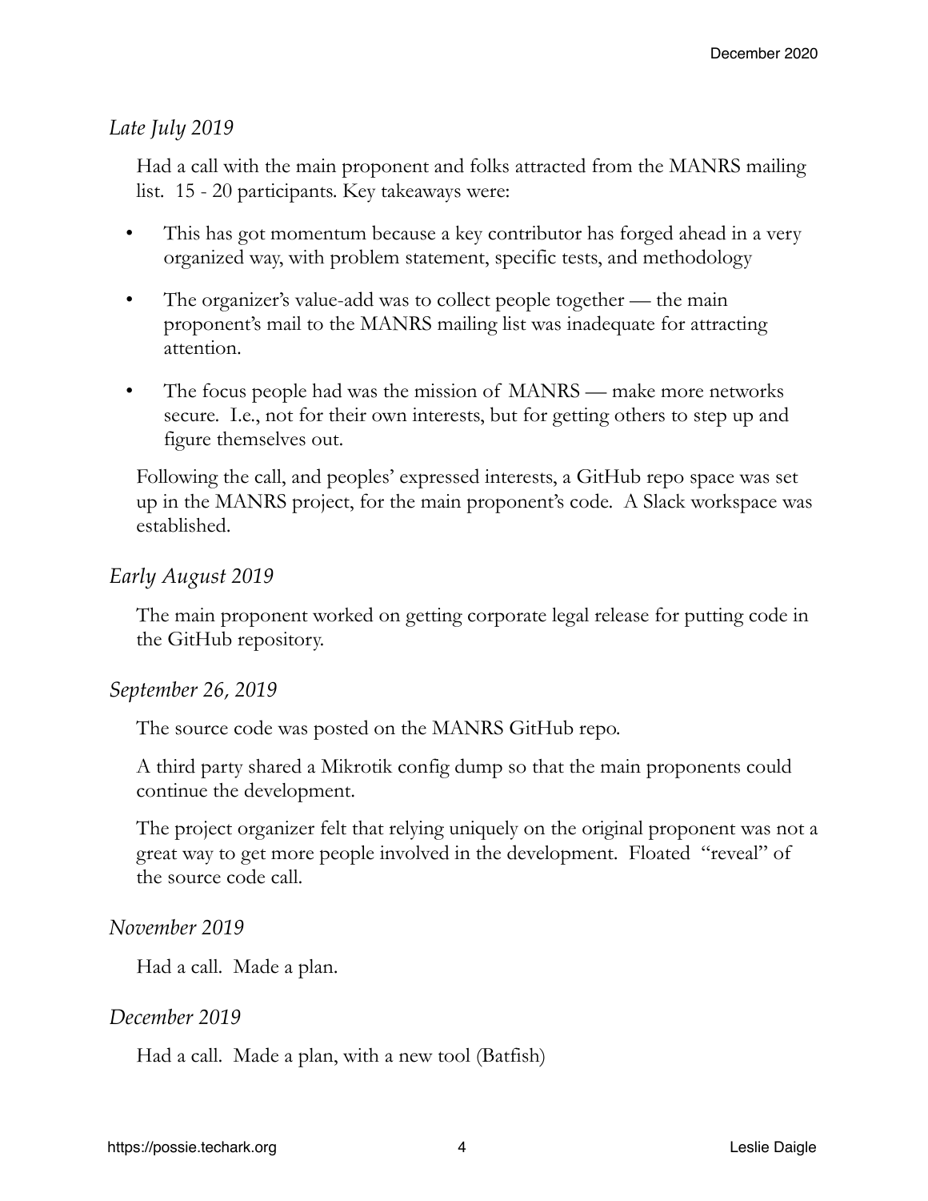*Late July 2019*

Had a call with the main proponent and folks attracted from the MANRS mailing list. 15 - 20 participants. Key takeaways were:

- This has got momentum because a key contributor has forged ahead in a very organized way, with problem statement, specific tests, and methodology
- The organizer's value-add was to collect people together — the main proponent's mail to the MANRS mailing list was inadequate for attracting attention.
- The focus people had was the mission of MANRS — make more networks secure. I.e., not for their own interests, but for getting others to step up and figure themselves out.

Following the call, and peoples' expressed interests, a GitHub repo space was set up in the MANRS project, for the main proponent's code. A Slack workspace was established.

*Early August 2019*

The main proponent worked on getting corporate legal release for putting code in the GitHub repository.

*September 26, 2019*

The source code was posted on the MANRS GitHub repo.

A third party shared a Mikrotik config dump so that the main proponents could continue the development.

The project organizer felt that relying uniquely on the original proponent was not a great way to get more people involved in the development. Floated "reveal" of the source code call.

*November 2019*

Had a call. Made a plan.

*December 2019*

Had a call. Made a plan, with a new tool (Batfish)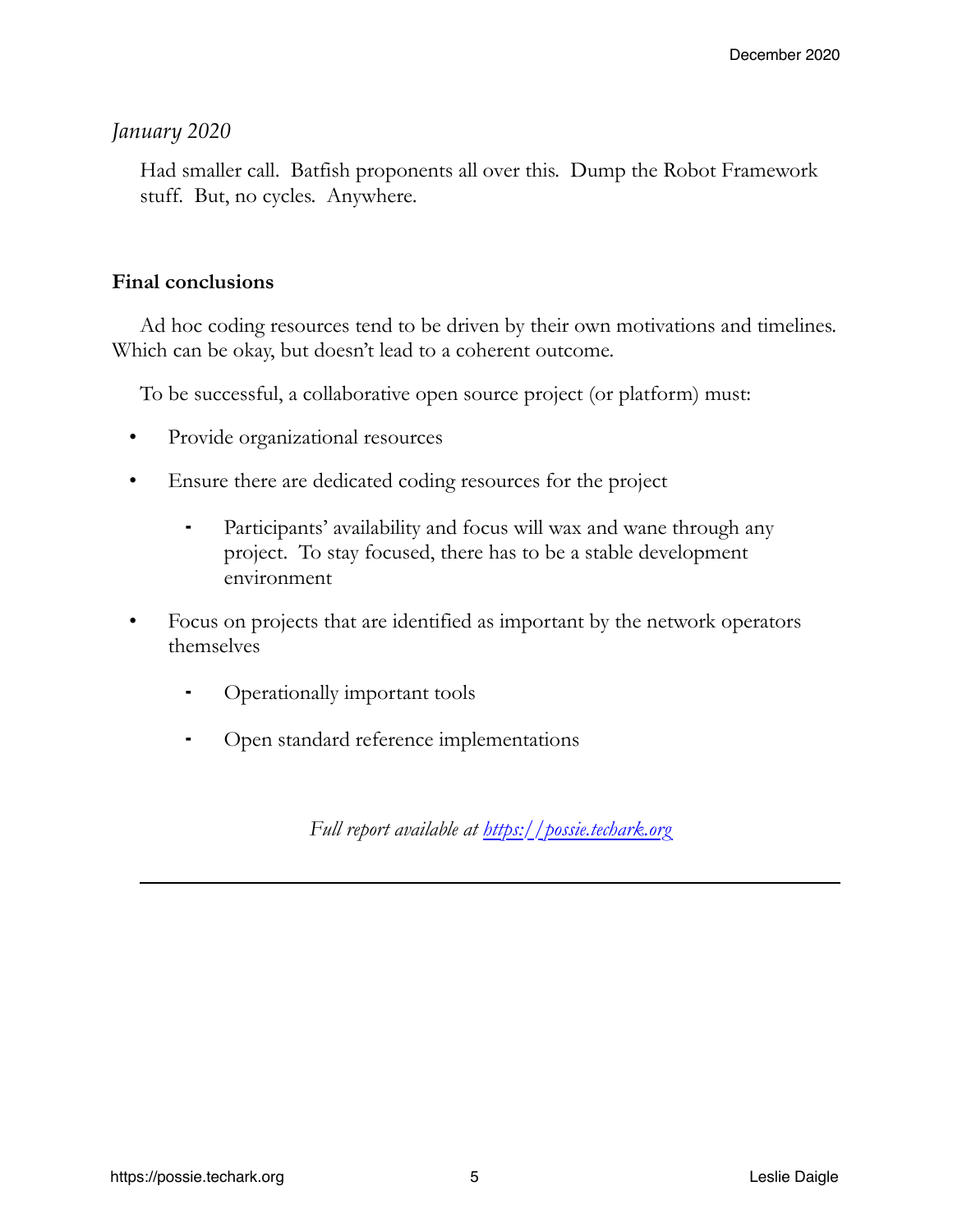*January 2020*

Had smaller call. Batfish proponents all over this. Dump the Robot Framework stuff. But, no cycles. Anywhere.

**Final conclusions**

Ad hoc coding resources tend to be driven by their own motivations and timelines. Which can be okay, but doesn't lead to a coherent outcome.

To be successful, a collaborative open source project (or platform) must:

- Provide organizational resources
- Ensure there are dedicated coding resources for the project
  - Participants' availability and focus will wax and wane through any project. To stay focused, there has to be a stable development environment
- Focus on projects that are identified as important by the network operators themselves
  - Operationally important tools
  - Open standard reference implementations

*Full report available at [https://possie.techark.org](https://possie.techark.org)*

---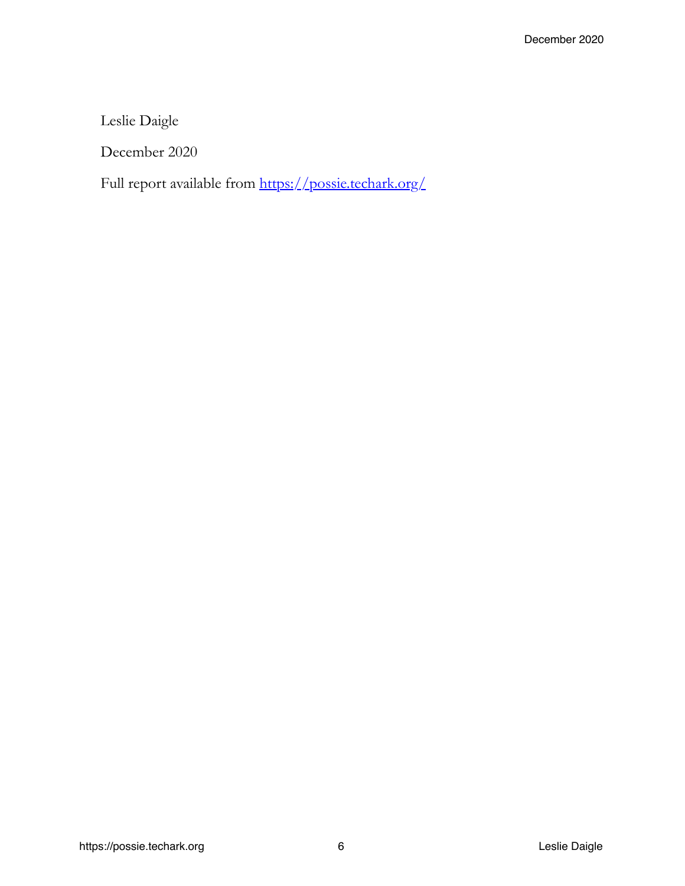Leslie Daigle

December 2020

Full report available from [https://possie.techark.org/](https://possie.techark.org/)